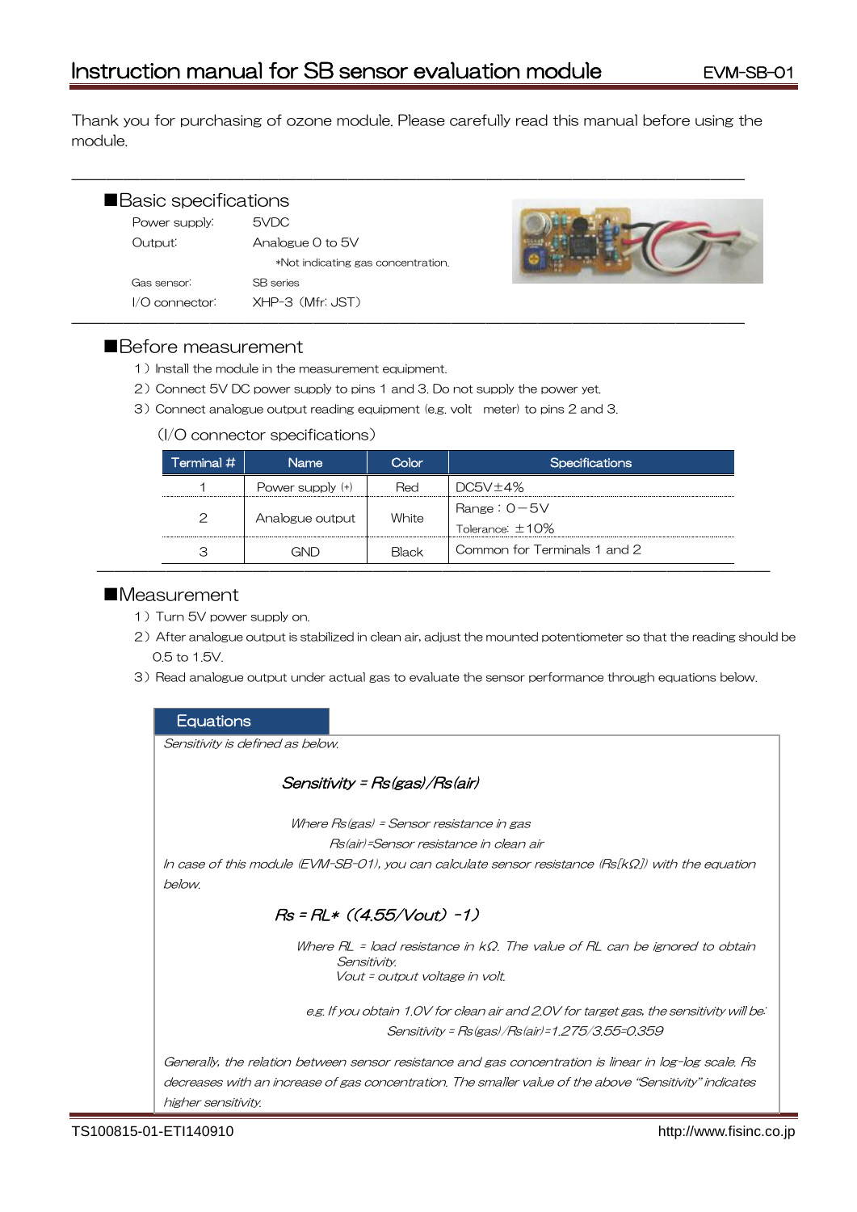# Instruction manual for SB sensor evaluation module

EVM-SB-01

Thank you for purchasing of ozone module. Please carefully read this manual before using the module.

## ■Basic specifications

| | |
|---|---|
| Power supply: | 5VDC |
| Output: | Analogue 0 to 5V |
| | *Not indicating gas concentration. |
| Gas sensor: | SB series |
| I/O connector: | XHP-3 (Mfr: JST) |

## ■Before measurement

1) Install the module in the measurement equipment.
2) Connect 5V DC power supply to pins 1 and 3. Do not supply the power yet.
3) Connect analogue output reading equipment (e.g. volt meter) to pins 2 and 3.

(I/O connector specifications)

| Terminal # | Name | Color | Specifications |
|---|---|---|---|
| 1 | Power supply (+) | Red | DC5V±4% |
| 2 | Analogue output | White | Range : 0−5V<br>Tolerance: ±10% |
| 3 | GND | Black | Common for Terminals 1 and 2 |

## ■Measurement

1) Turn 5V power supply on.
2) After analogue output is stabilized in clean air, adjust the mounted potentiometer so that the reading should be 0.5 to 1.5V.
3) Read analogue output under actual gas to evaluate the sensor performance through equations below.

### Equations

*Sensitivity is defined as below.*

$$Sensitivity = Rs(gas)/Rs(air)$$

*Where Rs(gas) = Sensor resistance in gas*
*Rs(air)=Sensor resistance in clean air*

*In case of this module (EVM-SB-01), you can calculate sensor resistance (Rs[kΩ]) with the equation below.*

$$Rs = RL * ((4.55/Vout) - 1)$$

*Where RL = load resistance in kΩ. The value of RL can be ignored to obtain Sensitivity.*
*Vout = output voltage in volt.*

*e.g. If you obtain 1.0V for clean air and 2.0V for target gas, the sensitivity will be:*
*Sensitivity = Rs(gas)/Rs(air)=1.275/3.55=0.359*

*Generally, the relation between sensor resistance and gas concentration is linear in log-log scale. Rs decreases with an increase of gas concentration. The smaller value of the above "Sensitivity" indicates higher sensitivity.*

TS100815-01-ETI140910

http://www.fisinc.co.jp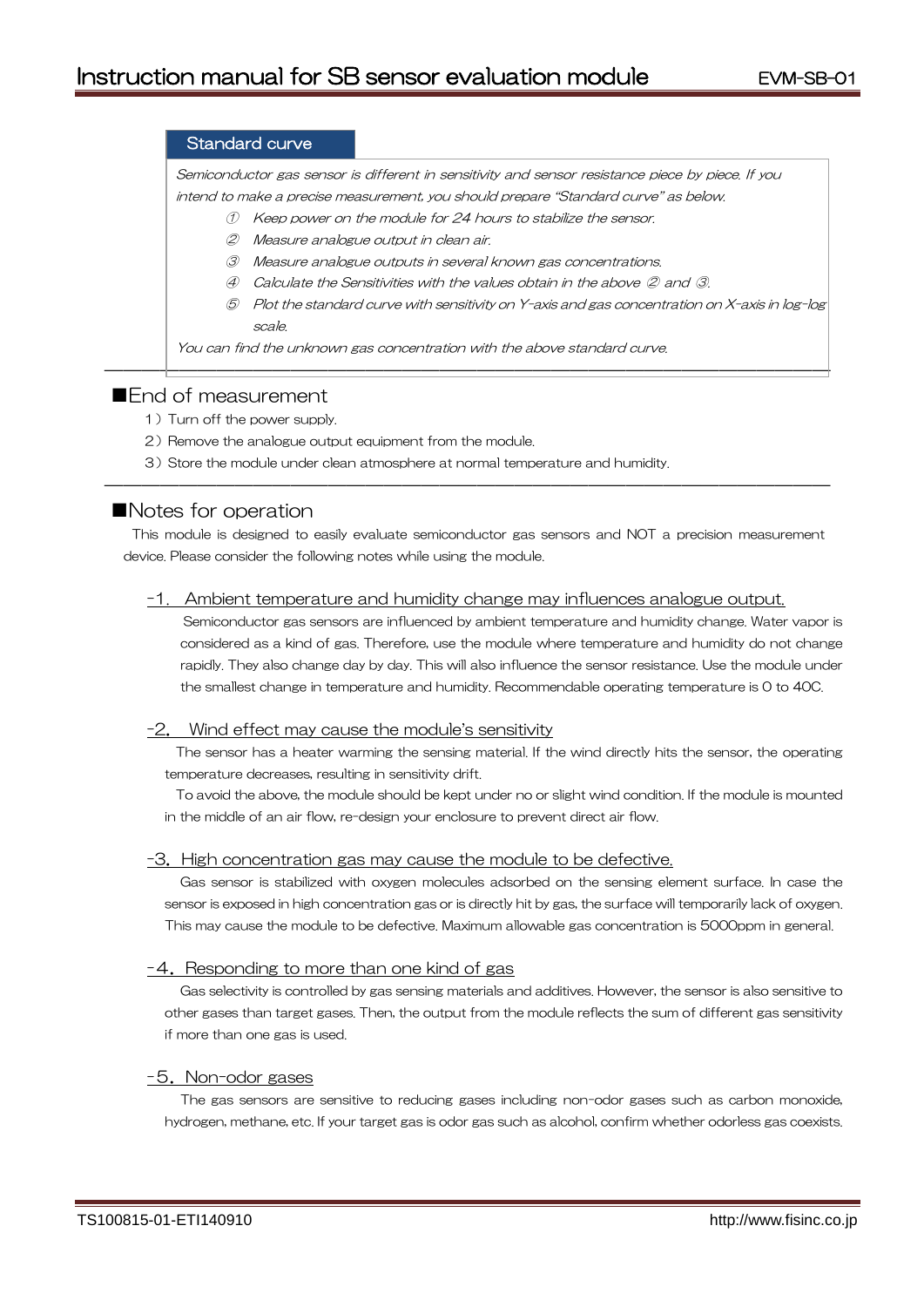### Standard curve

*Semiconductor gas sensor is different in sensitivity and sensor resistance piece by piece. If you intend to make a precise measurement, you should prepare "Standard curve" as below.*

*① Keep power on the module for 24 hours to stabilize the sensor.*
*② Measure analogue output in clean air.*
*③ Measure analogue outputs in several known gas concentrations.*
*④ Calculate the Sensitivities with the values obtain in the above ② and ③.*
*⑤ Plot the standard curve with sensitivity on Y-axis and gas concentration on X-axis in log-log scale.*

*You can find the unknown gas concentration with the above standard curve.*

## ■End of measurement

1) Turn off the power supply.
2) Remove the analogue output equipment from the module.
3) Store the module under clean atmosphere at normal temperature and humidity.

## ■Notes for operation

This module is designed to easily evaluate semiconductor gas sensors and NOT a precision measurement device. Please consider the following notes while using the module.

### -1. Ambient temperature and humidity change may influences analogue output.

Semiconductor gas sensors are influenced by ambient temperature and humidity change. Water vapor is considered as a kind of gas. Therefore, use the module where temperature and humidity do not change rapidly. They also change day by day. This will also influence the sensor resistance. Use the module under the smallest change in temperature and humidity. Recommendable operating temperature is 0 to 40C.

### -2. Wind effect may cause the module's sensitivity

The sensor has a heater warming the sensing material. If the wind directly hits the sensor, the operating temperature decreases, resulting in sensitivity drift.

To avoid the above, the module should be kept under no or slight wind condition. If the module is mounted in the middle of an air flow, re-design your enclosure to prevent direct air flow.

### -3. High concentration gas may cause the module to be defective.

Gas sensor is stabilized with oxygen molecules adsorbed on the sensing element surface. In case the sensor is exposed in high concentration gas or is directly hit by gas, the surface will temporarily lack of oxygen. This may cause the module to be defective. Maximum allowable gas concentration is 5000ppm in general.

### -4. Responding to more than one kind of gas

Gas selectivity is controlled by gas sensing materials and additives. However, the sensor is also sensitive to other gases than target gases. Then, the output from the module reflects the sum of different gas sensitivity if more than one gas is used.

### -5. Non-odor gases

The gas sensors are sensitive to reducing gases including non-odor gases such as carbon monoxide, hydrogen, methane, etc. If your target gas is odor gas such as alcohol, confirm whether odorless gas coexists.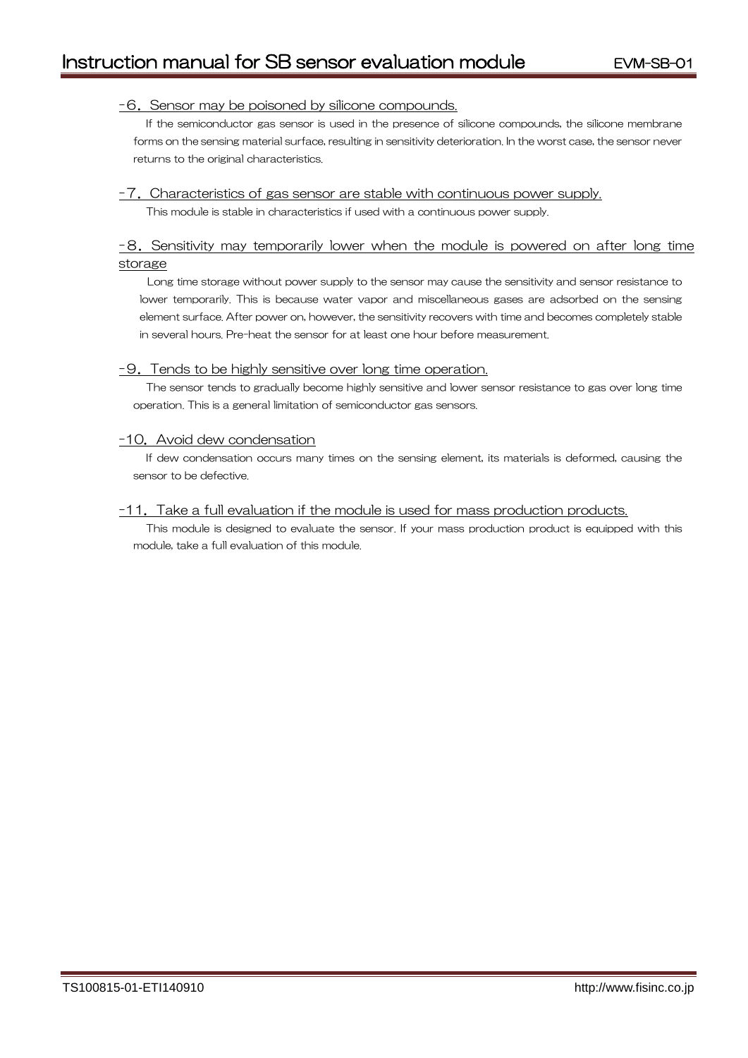## -6. Sensor may be poisoned by silicone compounds.

If the semiconductor gas sensor is used in the presence of silicone compounds, the silicone membrane forms on the sensing material surface, resulting in sensitivity deterioration. In the worst case, the sensor never returns to the original characteristics.

## -7. Characteristics of gas sensor are stable with continuous power supply.

This module is stable in characteristics if used with a continuous power supply.

## -8. Sensitivity may temporarily lower when the module is powered on after long time storage

Long time storage without power supply to the sensor may cause the sensitivity and sensor resistance to lower temporarily. This is because water vapor and miscellaneous gases are adsorbed on the sensing element surface. After power on, however, the sensitivity recovers with time and becomes completely stable in several hours. Pre-heat the sensor for at least one hour before measurement.

## -9. Tends to be highly sensitive over long time operation.

The sensor tends to gradually become highly sensitive and lower sensor resistance to gas over long time operation. This is a general limitation of semiconductor gas sensors.

## -10. Avoid dew condensation

If dew condensation occurs many times on the sensing element, its materials is deformed, causing the sensor to be defective.

## -11. Take a full evaluation if the module is used for mass production products.

This module is designed to evaluate the sensor. If your mass production product is equipped with this module, take a full evaluation of this module.